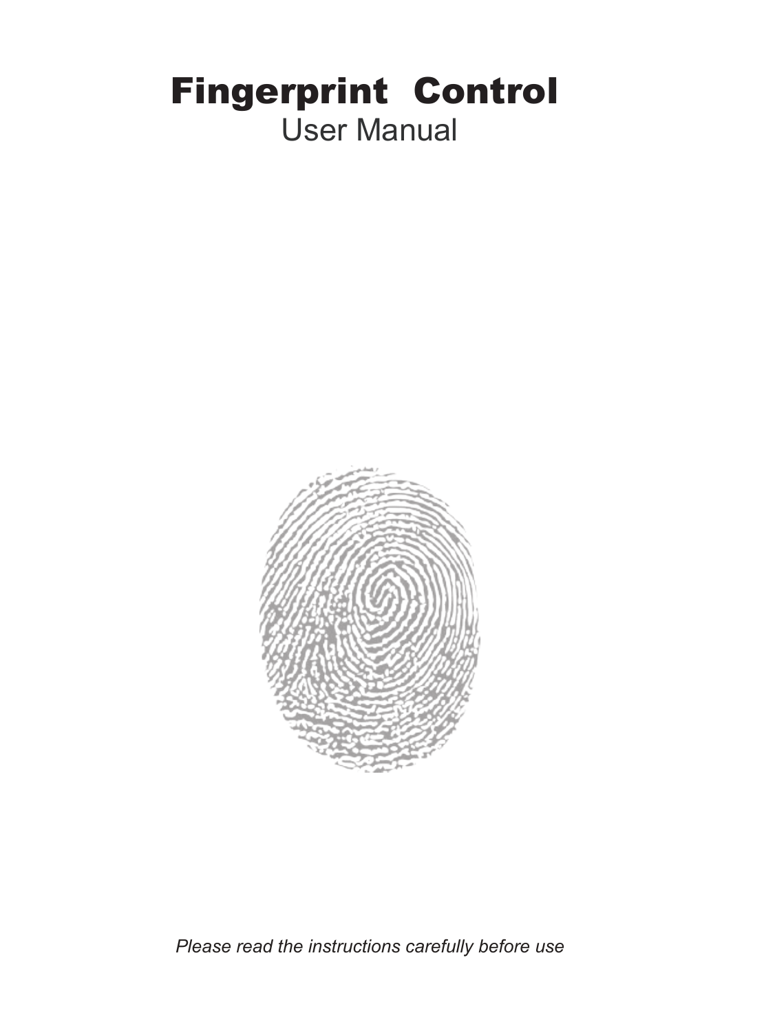# Fingerprint Control

## User Manual

*Please read the instructions carefully before use*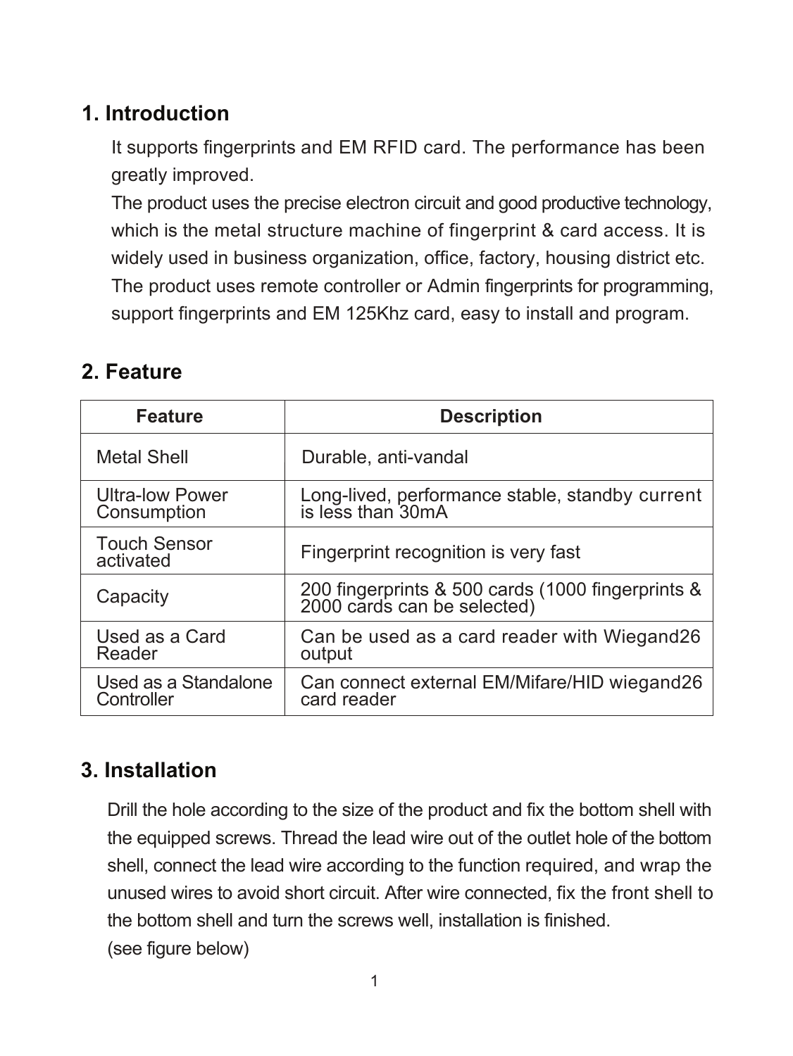## 1. Introduction

It supports fingerprints and EM RFID card. The performance has been greatly improved.

The product uses the precise electron circuit and good productive technology, which is the metal structure machine of fingerprint & card access. It is widely used in business organization, office, factory, housing district etc. The product uses remote controller or Admin fingerprints for programming, support fingerprints and EM 125Khz card, easy to install and program.

## 2. Feature

| Feature | Description |
| --- | --- |
| Metal Shell | Durable, anti-vandal |
| Ultra-low Power Consumption | Long-lived, performance stable, standby current is less than 30mA |
| Touch Sensor activated | Fingerprint recognition is very fast |
| Capacity | 200 fingerprints & 500 cards (1000 fingerprints & 2000 cards can be selected) |
| Used as a Card Reader | Can be used as a card reader with Wiegand26 output |
| Used as a Standalone Controller | Can connect external EM/Mifare/HID wiegand26 card reader |

## 3. Installation

Drill the hole according to the size of the product and fix the bottom shell with the equipped screws. Thread the lead wire out of the outlet hole of the bottom shell, connect the lead wire according to the function required, and wrap the unused wires to avoid short circuit. After wire connected, fix the front shell to the bottom shell and turn the screws well, installation is finished.

(see figure below)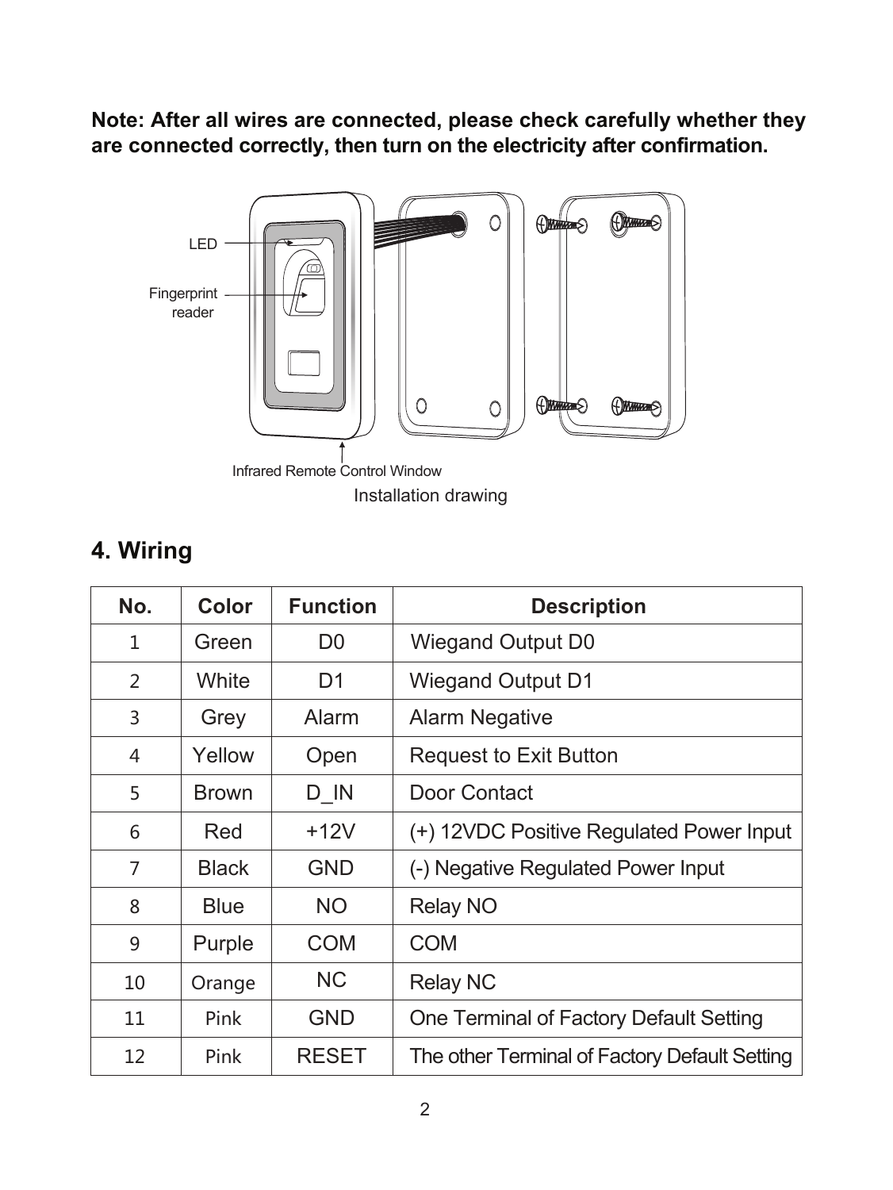**Note: After all wires are connected, please check carefully whether they are connected correctly, then turn on the electricity after confirmation.**

LED

Fingerprint reader

Infrared Remote Control Window

Installation drawing

## 4. Wiring

| No. | Color | Function | Description |
|---|---|---|---|
| 1 | Green | D0 | Wiegand Output D0 |
| 2 | White | D1 | Wiegand Output D1 |
| 3 | Grey | Alarm | Alarm Negative |
| 4 | Yellow | Open | Request to Exit Button |
| 5 | Brown | D_IN | Door Contact |
| 6 | Red | +12V | (+) 12VDC Positive Regulated Power Input |
| 7 | Black | GND | (-) Negative Regulated Power Input |
| 8 | Blue | NO | Relay NO |
| 9 | Purple | COM | COM |
| 10 | Orange | NC | Relay NC |
| 11 | Pink | GND | One Terminal of Factory Default Setting |
| 12 | Pink | RESET | The other Terminal of Factory Default Setting |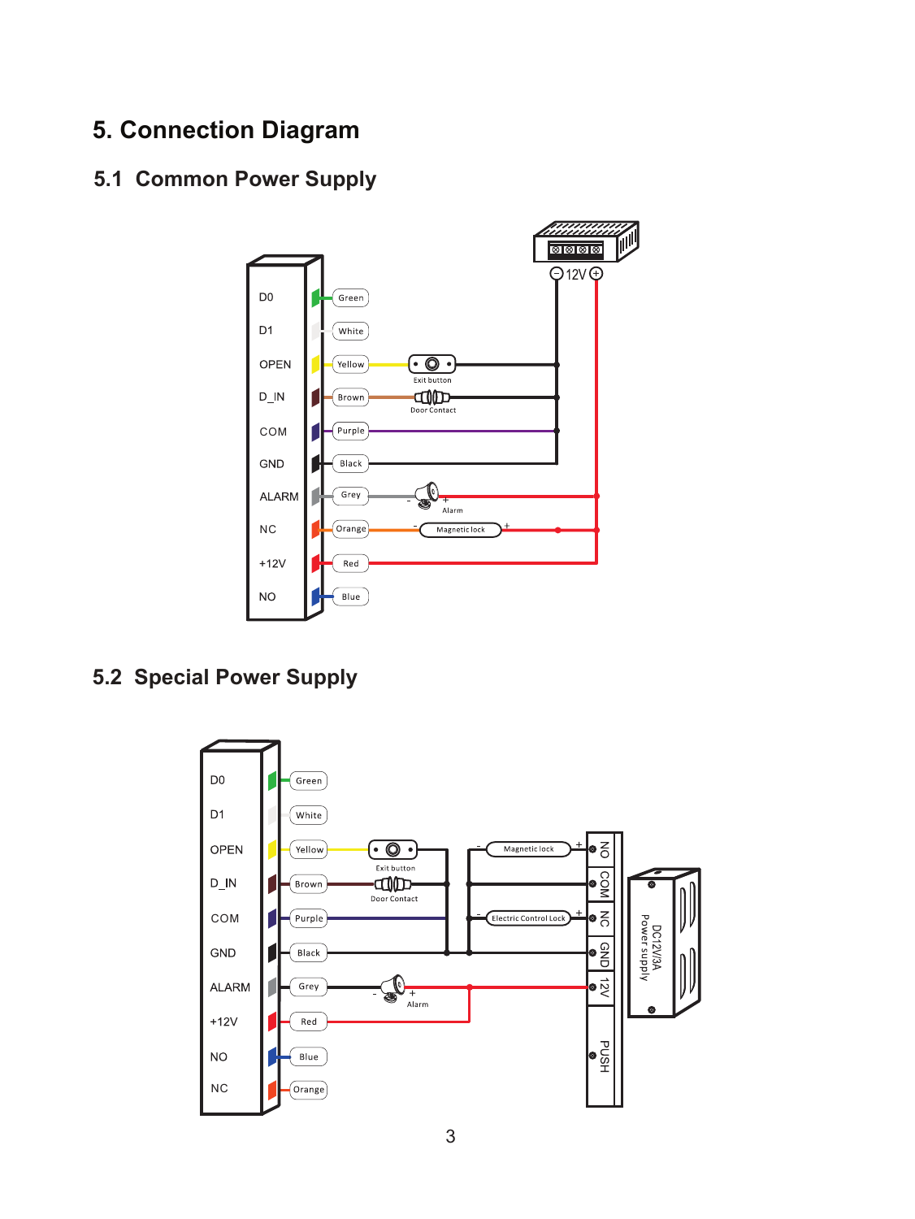# 5. Connection Diagram

## 5.1 Common Power Supply

## 5.2 Special Power Supply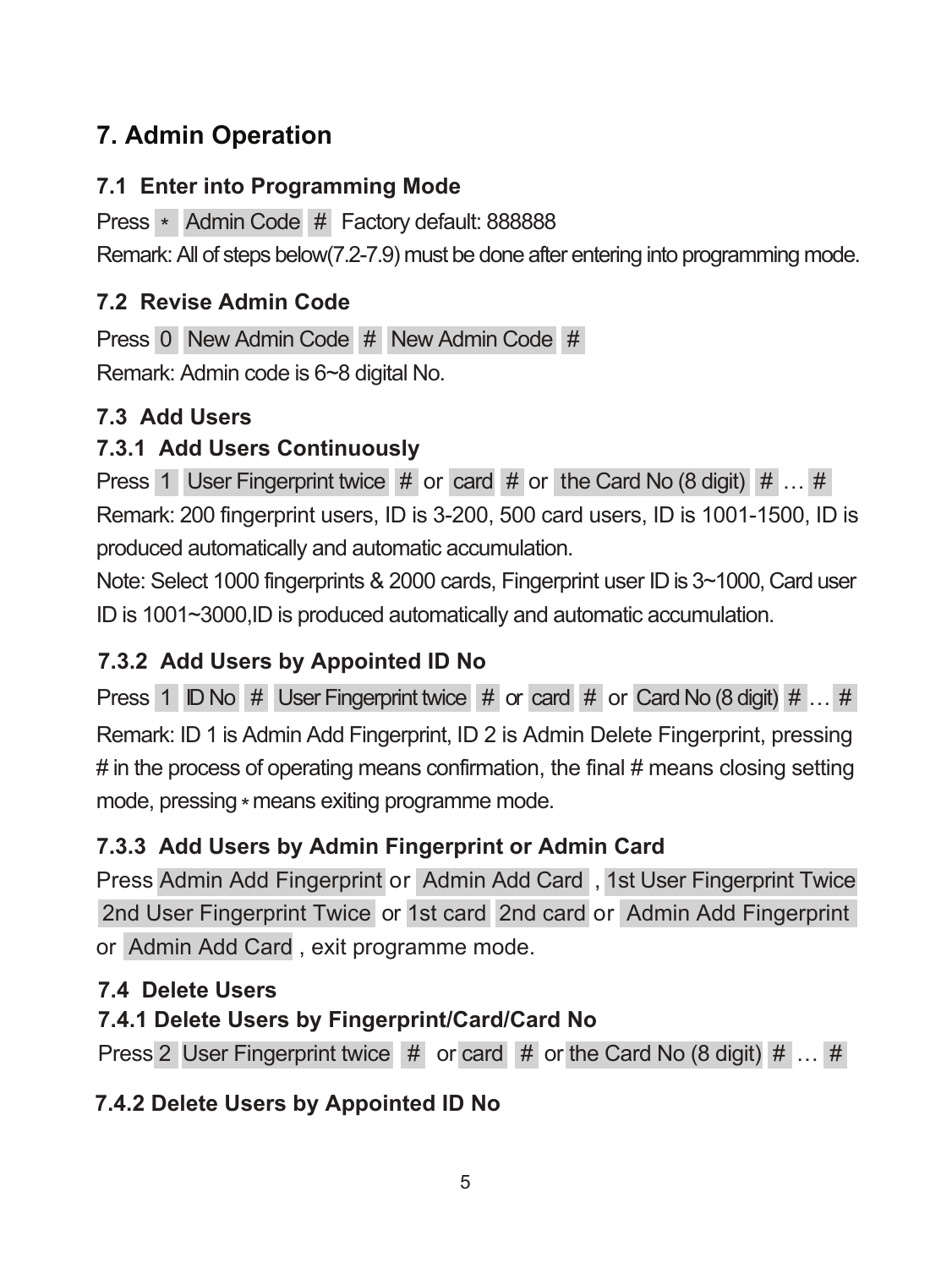# 7. Admin Operation

## 7.1 Enter into Programming Mode

Press * Admin Code # Factory default: 888888

Remark: All of steps below(7.2-7.9) must be done after entering into programming mode.

## 7.2 Revise Admin Code

Press 0 New Admin Code # New Admin Code #

Remark: Admin code is 6~8 digital No.

## 7.3 Add Users

### 7.3.1 Add Users Continuously

Press 1 User Fingerprint twice # or card # or the Card No (8 digit) # … #

Remark: 200 fingerprint users, ID is 3-200, 500 card users, ID is 1001-1500, ID is produced automatically and automatic accumulation.

Note: Select 1000 fingerprints & 2000 cards, Fingerprint user ID is 3~1000, Card user ID is 1001~3000,ID is produced automatically and automatic accumulation.

### 7.3.2 Add Users by Appointed ID No

Press 1 ID No # User Fingerprint twice # or card # or Card No (8 digit) # … #

Remark: ID 1 is Admin Add Fingerprint, ID 2 is Admin Delete Fingerprint, pressing # in the process of operating means confirmation, the final # means closing setting mode, pressing * means exiting programme mode.

### 7.3.3 Add Users by Admin Fingerprint or Admin Card

Press Admin Add Fingerprint or Admin Add Card , 1st User Fingerprint Twice 2nd User Fingerprint Twice or 1st card 2nd card or Admin Add Fingerprint or Admin Add Card , exit programme mode.

## 7.4 Delete Users

### 7.4.1 Delete Users by Fingerprint/Card/Card No

Press 2 User Fingerprint twice # or card # or the Card No (8 digit) # … #

### 7.4.2 Delete Users by Appointed ID No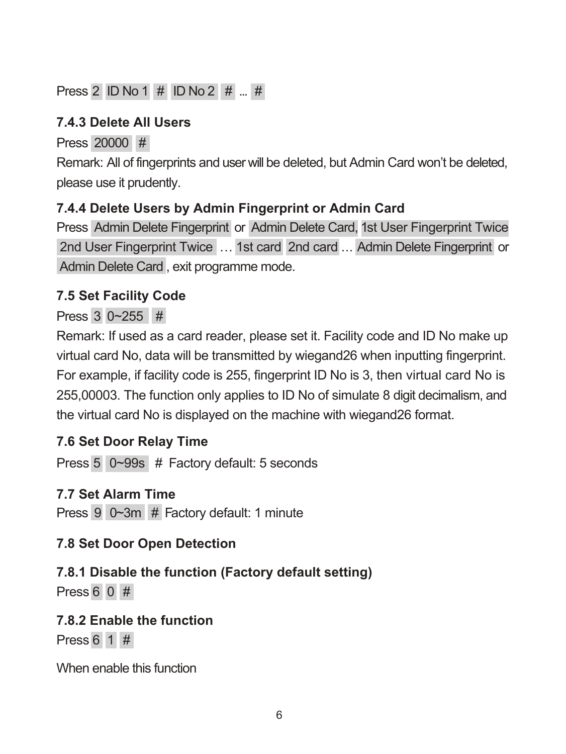Press 2 ID No 1 # ID No 2 # ... #

### 7.4.3 Delete All Users

Press 20000 #

Remark: All of fingerprints and user will be deleted, but Admin Card won't be deleted, please use it prudently.

### 7.4.4 Delete Users by Admin Fingerprint or Admin Card

Press Admin Delete Fingerprint or Admin Delete Card, 1st User Fingerprint Twice 2nd User Fingerprint Twice … 1st card 2nd card … Admin Delete Fingerprint or Admin Delete Card, exit programme mode.

## 7.5 Set Facility Code

Press 3 0~255 #

Remark: If used as a card reader, please set it. Facility code and ID No make up virtual card No, data will be transmitted by wiegand26 when inputting fingerprint. For example, if facility code is 255, fingerprint ID No is 3, then virtual card No is 255,00003. The function only applies to ID No of simulate 8 digit decimalism, and the virtual card No is displayed on the machine with wiegand26 format.

## 7.6 Set Door Relay Time

Press 5 0~99s # Factory default: 5 seconds

## 7.7 Set Alarm Time

Press 9 0~3m # Factory default: 1 minute

## 7.8 Set Door Open Detection

### 7.8.1 Disable the function (Factory default setting)

Press 6 0 #

### 7.8.2 Enable the function

Press 6 1 #

When enable this function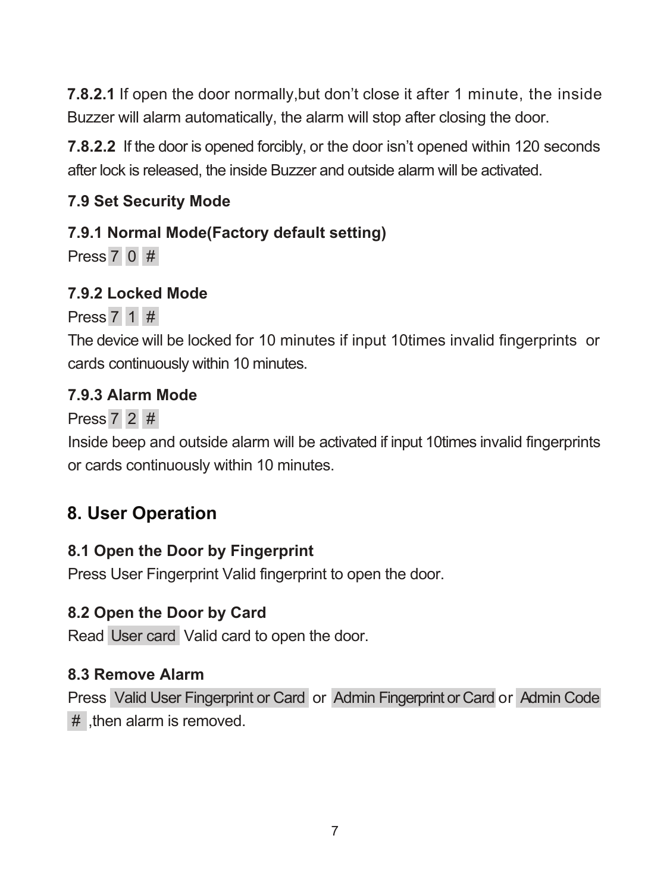**7.8.2.1** If open the door normally,but don't close it after 1 minute, the inside Buzzer will alarm automatically, the alarm will stop after closing the door.

**7.8.2.2** If the door is opened forcibly, or the door isn't opened within 120 seconds after lock is released, the inside Buzzer and outside alarm will be activated.

### 7.9 Set Security Mode

#### 7.9.1 Normal Mode(Factory default setting)

Press 7 0 #

#### 7.9.2 Locked Mode

Press 7 1 #

The device will be locked for 10 minutes if input 10times invalid fingerprints or cards continuously within 10 minutes.

#### 7.9.3 Alarm Mode

Press 7 2 #

Inside beep and outside alarm will be activated if input 10times invalid fingerprints or cards continuously within 10 minutes.

## 8. User Operation

### 8.1 Open the Door by Fingerprint

Press User Fingerprint Valid fingerprint to open the door.

### 8.2 Open the Door by Card

Read User card Valid card to open the door.

### 8.3 Remove Alarm

Press Valid User Fingerprint or Card or Admin Fingerprint or Card or Admin Code # ,then alarm is removed.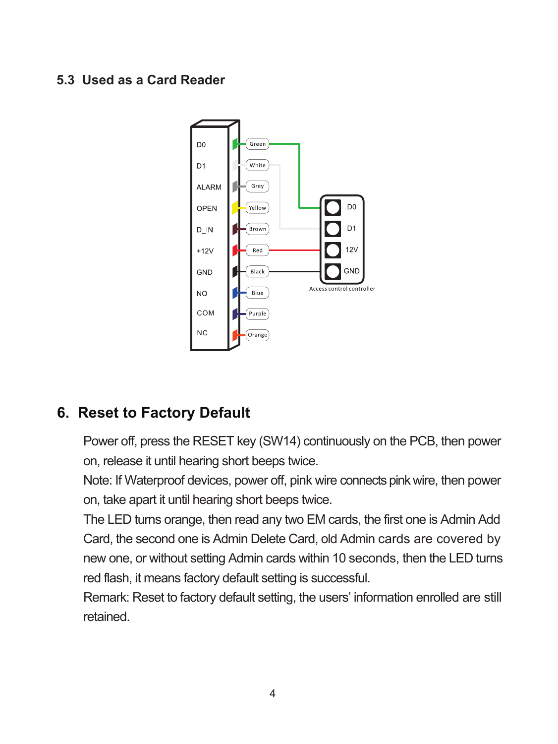### 5.3 Used as a Card Reader

## 6. Reset to Factory Default

Power off, press the RESET key (SW14) continuously on the PCB, then power on, release it until hearing short beeps twice.

Note: If Waterproof devices, power off, pink wire connects pink wire, then power on, take apart it until hearing short beeps twice.

The LED turns orange, then read any two EM cards, the first one is Admin Add Card, the second one is Admin Delete Card, old Admin cards are covered by new one, or without setting Admin cards within 10 seconds, then the LED turns red flash, it means factory default setting is successful.

Remark: Reset to factory default setting, the users' information enrolled are still retained.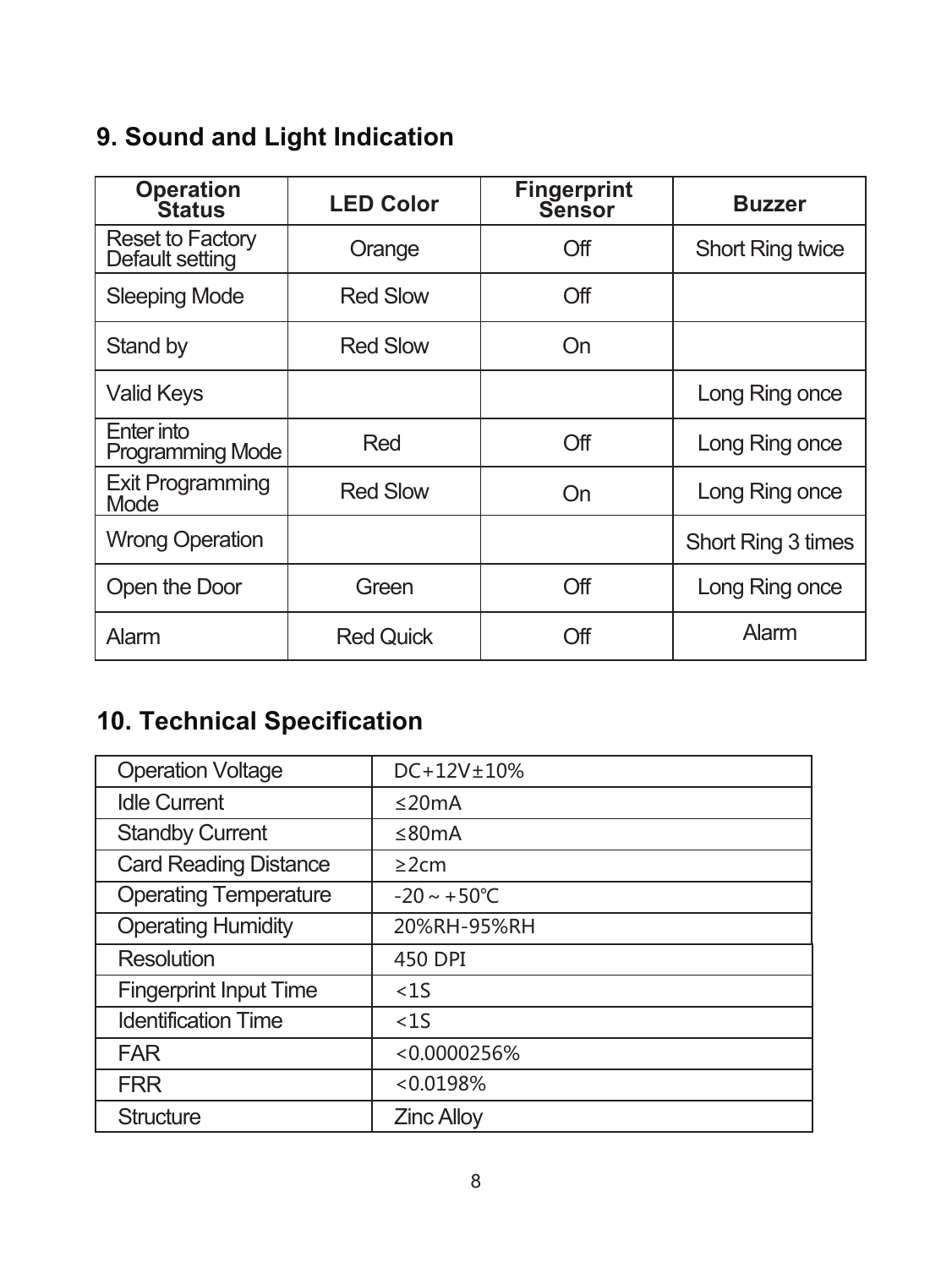## 9. Sound and Light Indication

| Operation Status | LED Color | Fingerprint Sensor | Buzzer |
|---|---|---|---|
| Reset to Factory Default setting | Orange | Off | Short Ring twice |
| Sleeping Mode | Red Slow | Off | |
| Stand by | Red Slow | On | |
| Valid Keys | | | Long Ring once |
| Enter into Programming Mode | Red | Off | Long Ring once |
| Exit Programming Mode | Red Slow | On | Long Ring once |
| Wrong Operation | | | Short Ring 3 times |
| Open the Door | Green | Off | Long Ring once |
| Alarm | Red Quick | Off | Alarm |

## 10. Technical Specification

| Operation Voltage | DC+12V±10% |
|---|---|
| Idle Current | ≤20mA |
| Standby Current | ≤80mA |
| Card Reading Distance | ≥2cm |
| Operating Temperature | -20 ~ +50℃ |
| Operating Humidity | 20%RH-95%RH |
| Resolution | 450 DPI |
| Fingerprint Input Time | <1S |
| Identification Time | <1S |
| FAR | <0.0000256% |
| FRR | <0.0198% |
| Structure | Zinc Alloy |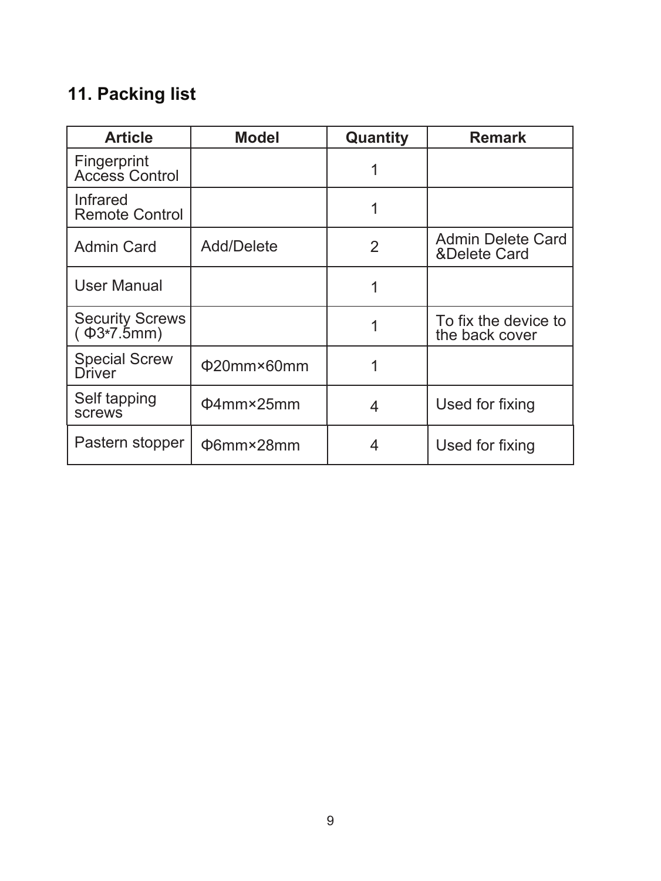## 11. Packing list

| Article | Model | Quantity | Remark |
|---|---|---|---|
| Fingerprint Access Control | | 1 | |
| Infrared Remote Control | | 1 | |
| Admin Card | Add/Delete | 2 | Admin Delete Card &Delete Card |
| User Manual | | 1 | |
| Security Screws ( Φ3*7.5mm) | | 1 | To fix the device to the back cover |
| Special Screw Driver | Φ20mm×60mm | 1 | |
| Self tapping screws | Φ4mm×25mm | 4 | Used for fixing |
| Pastern stopper | Φ6mm×28mm | 4 | Used for fixing |